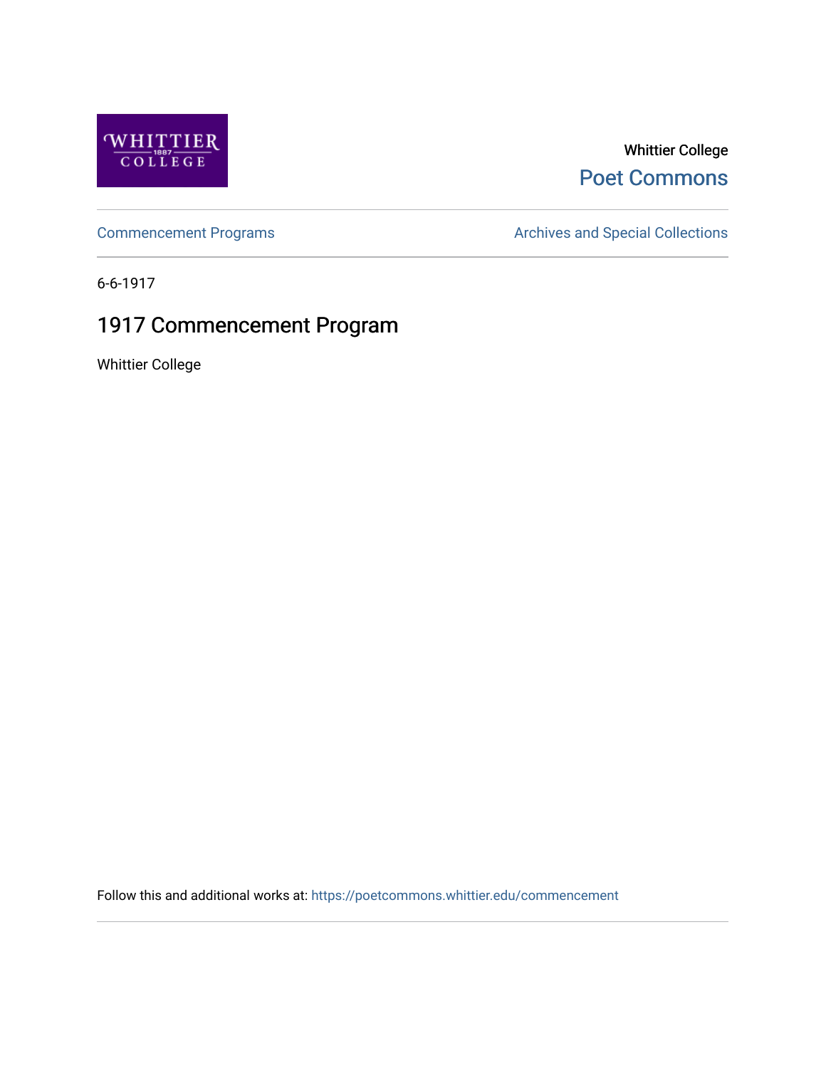Whittier College

Poet Commons

Commencement Programs

Archives and Special Collections

6-6-1917

# 1917 Commencement Program

Whittier College

Follow this and additional works at: https://poetcommons.whittier.edu/commencement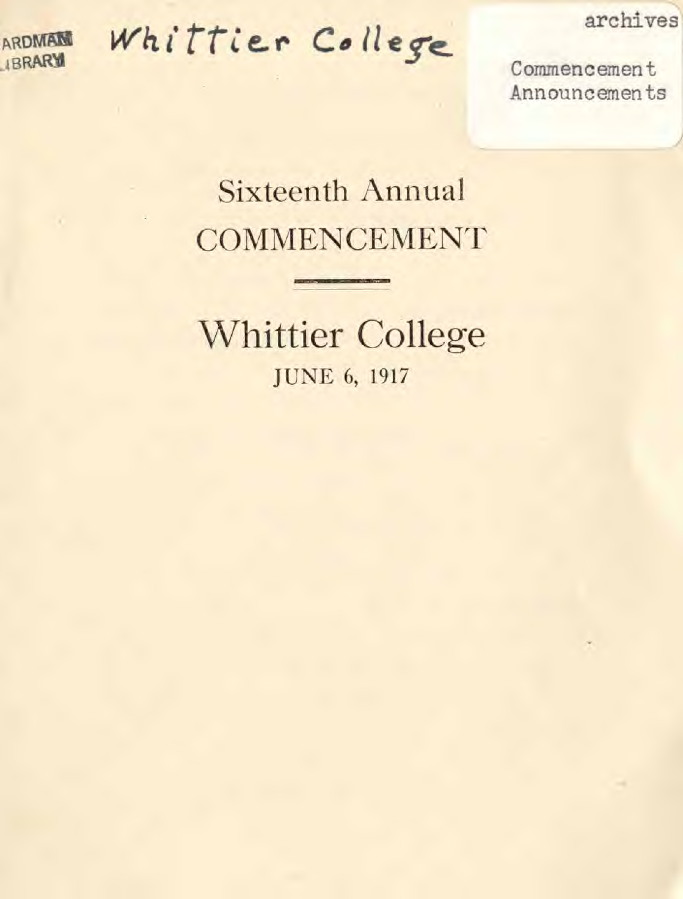ARDMAN LIBRARY

Whittier College

archives

Commencement Announcements

# Sixteenth Annual COMMENCEMENT

# Whittier College

JUNE 6, 1917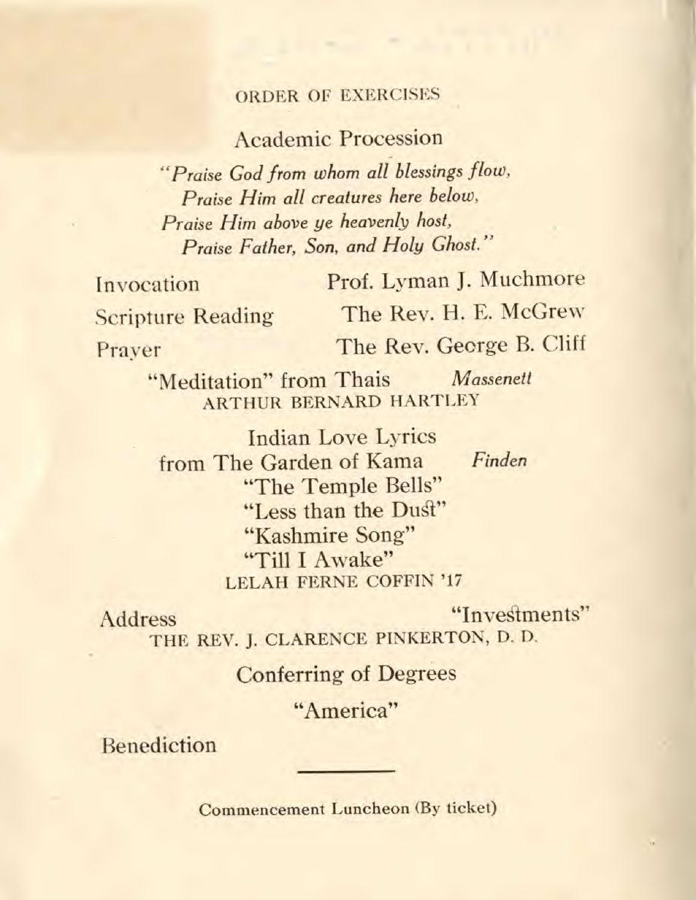## ORDER OF EXERCISES

### Academic Procession

*"Praise God from whom all blessings flow,*
*Praise Him all creatures here below,*
*Praise Him above ye heavenly host,*
*Praise Father, Son, and Holy Ghost."*

Invocation — Prof. Lyman J. Muchmore

Scripture Reading — The Rev. H. E. McGrew

Prayer — The Rev. George B. Cliff

"Meditation" from Thais — *Massenett*
ARTHUR BERNARD HARTLEY

Indian Love Lyrics
from The Garden of Kama — *Finden*
"The Temple Bells"
"Less than the Dust"
"Kashmire Song"
"Till I Awake"
LELAH FERNE COFFIN '17

Address — "Investments"
THE REV. J. CLARENCE PINKERTON, D. D.

Conferring of Degrees

"America"

Benediction

---

Commencement Luncheon (By ticket)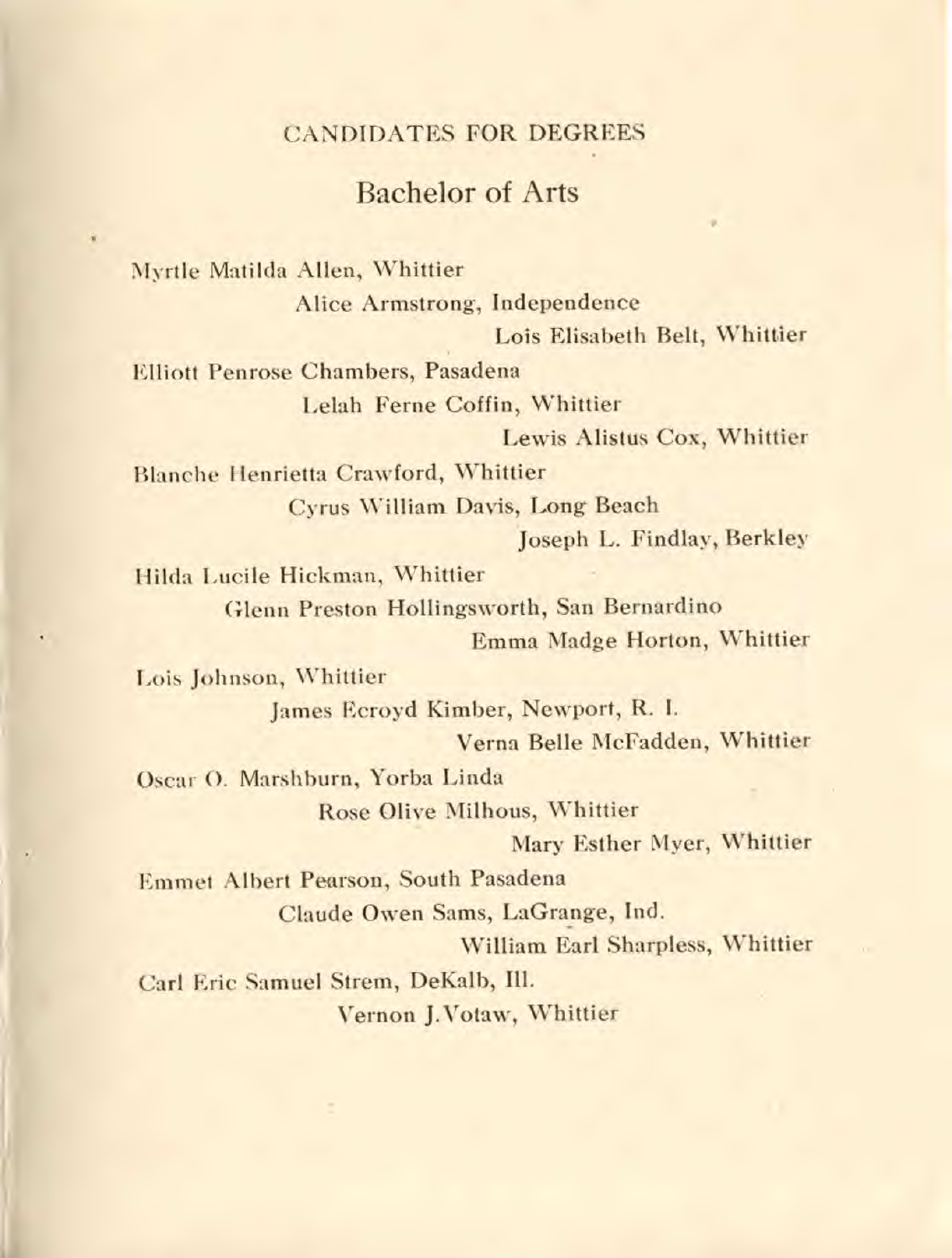CANDIDATES FOR DEGREES

## Bachelor of Arts

Myrtle Matilda Allen, Whittier

Alice Armstrong, Independence

Lois Elisabeth Belt, Whittier

Elliott Penrose Chambers, Pasadena

Lelah Ferne Coffin, Whittier

Lewis Alistus Cox, Whittier

Blanche Henrietta Crawford, Whittier

Cyrus William Davis, Long Beach

Joseph L. Findlay, Berkley

Hilda Lucile Hickman, Whittier

Glenn Preston Hollingsworth, San Bernardino

Emma Madge Horton, Whittier

Lois Johnson, Whittier

James Ecroyd Kimber, Newport, R. I.

Verna Belle McFadden, Whittier

Oscar O. Marshburn, Yorba Linda

Rose Olive Milhous, Whittier

Mary Esther Myer, Whittier

Emmet Albert Pearson, South Pasadena

Claude Owen Sams, LaGrange, Ind.

William Earl Sharpless, Whittier

Carl Eric Samuel Strem, DeKalb, Ill.

Vernon J. Votaw, Whittier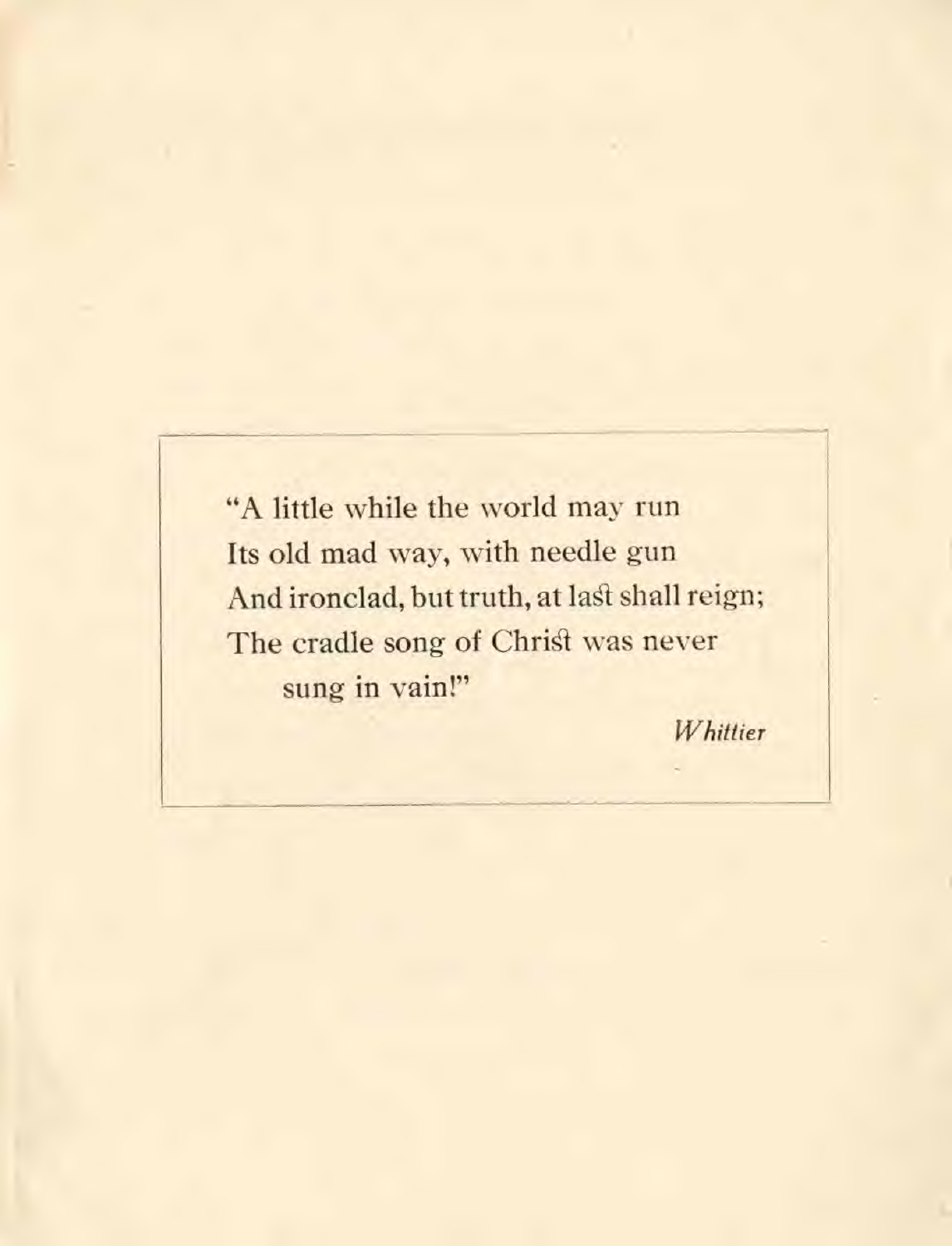"A little while the world may run
Its old mad way, with needle gun
And ironclad, but truth, at last shall reign;
The cradle song of Christ was never
sung in vain!"

*Whittier*